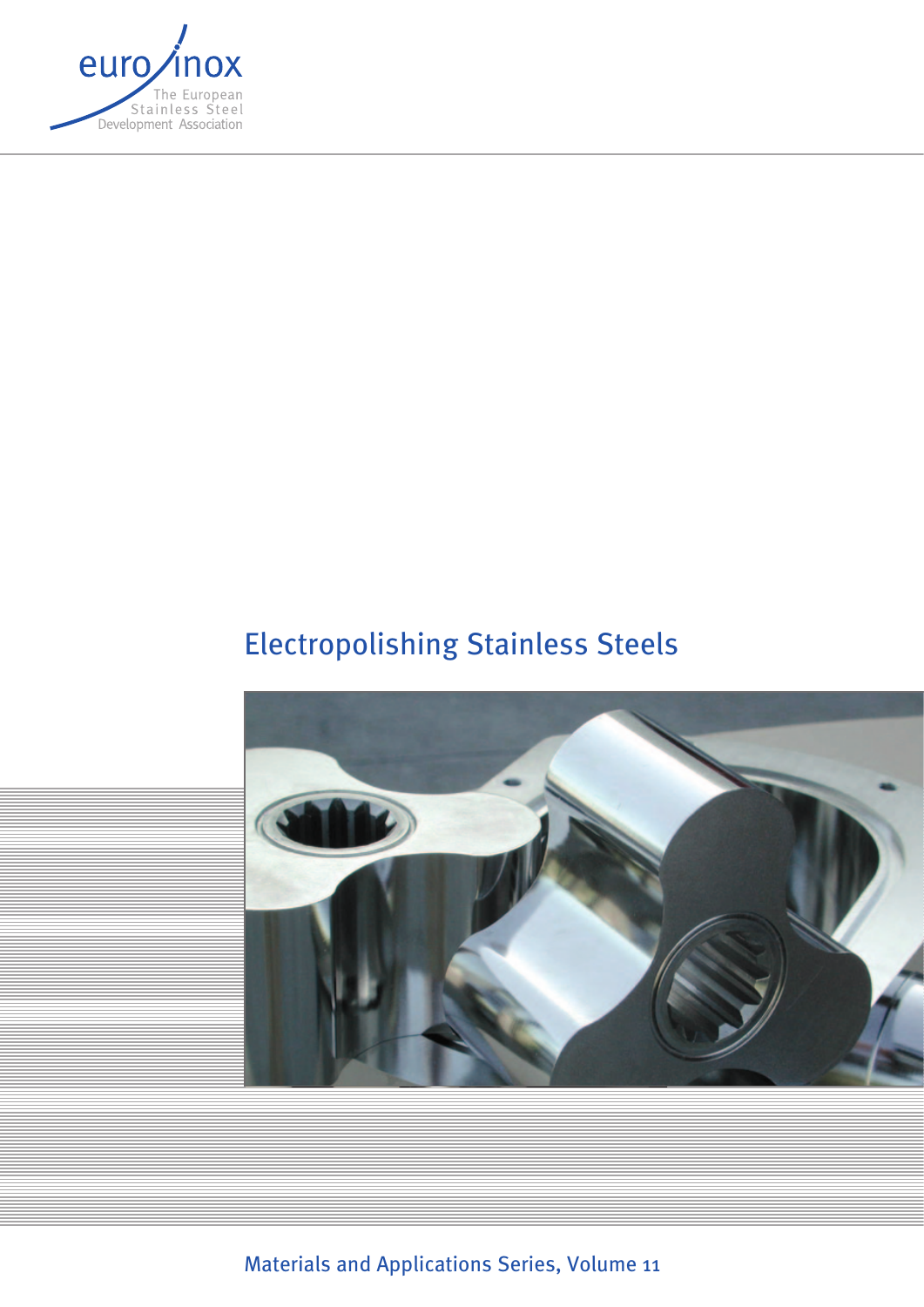euro inox

The European Stainless Steel Development Association

# Electropolishing Stainless Steels

Materials and Applications Series, Volume 11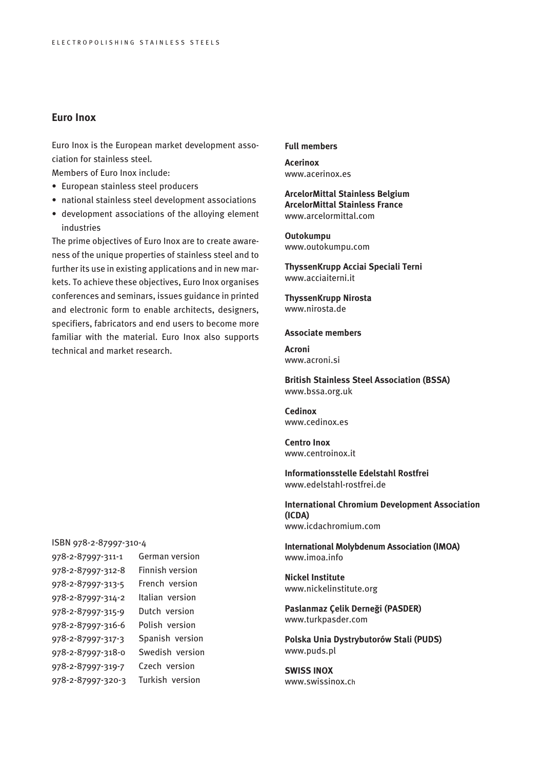## Euro Inox

Euro Inox is the European market development association for stainless steel.

Members of Euro Inox include:

- European stainless steel producers
- national stainless steel development associations
- development associations of the alloying element industries

The prime objectives of Euro Inox are to create awareness of the unique properties of stainless steel and to further its use in existing applications and in new markets. To achieve these objectives, Euro Inox organises conferences and seminars, issues guidance in printed and electronic form to enable architects, designers, specifiers, fabricators and end users to become more familiar with the material. Euro Inox also supports technical and market research.

ISBN 978-2-87997-310-4

| | |
|---|---|
| 978-2-87997-311-1 | German version |
| 978-2-87997-312-8 | Finnish version |
| 978-2-87997-313-5 | French version |
| 978-2-87997-314-2 | Italian version |
| 978-2-87997-315-9 | Dutch version |
| 978-2-87997-316-6 | Polish version |
| 978-2-87997-317-3 | Spanish version |
| 978-2-87997-318-0 | Swedish version |
| 978-2-87997-319-7 | Czech version |
| 978-2-87997-320-3 | Turkish version |

**Full members**

**Acerinox**
www.acerinox.es

**ArcelorMittal Stainless Belgium**
**ArcelorMittal Stainless France**
www.arcelormittal.com

**Outokumpu**
www.outokumpu.com

**ThyssenKrupp Acciai Speciali Terni**
www.acciaiterni.it

**ThyssenKrupp Nirosta**
www.nirosta.de

**Associate members**

**Acroni**
www.acroni.si

**British Stainless Steel Association (BSSA)**
www.bssa.org.uk

**Cedinox**
www.cedinox.es

**Centro Inox**
www.centroinox.it

**Informationsstelle Edelstahl Rostfrei**
www.edelstahl-rostfrei.de

**International Chromium Development Association (ICDA)**
www.icdachromium.com

**International Molybdenum Association (IMOA)**
www.imoa.info

**Nickel Institute**
www.nickelinstitute.org

**Paslanmaz Çelik Derneği (PASDER)**
www.turkpasder.com

**Polska Unia Dystrybutorów Stali (PUDS)**
www.puds.pl

**SWISS INOX**
www.swissinox.ch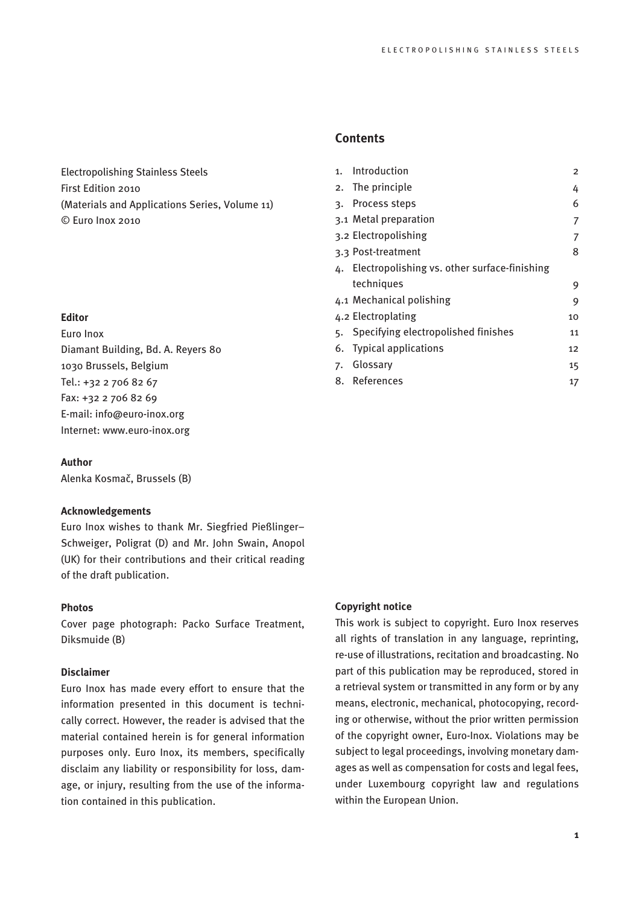Electropolishing Stainless Steels
First Edition 2010
(Materials and Applications Series, Volume 11)
© Euro Inox 2010

**Editor**

Euro Inox
Diamant Building, Bd. A. Reyers 80
1030 Brussels, Belgium
Tel.: +32 2 706 82 67
Fax: +32 2 706 82 69
E-mail: info@euro-inox.org
Internet: www.euro-inox.org

**Author**

Alenka Kosmač, Brussels (B)

**Acknowledgements**

Euro Inox wishes to thank Mr. Siegfried Pießlinger–Schweiger, Poligrat (D) and Mr. John Swain, Anopol (UK) for their contributions and their critical reading of the draft publication.

**Photos**

Cover page photograph: Packo Surface Treatment, Diksmuide (B)

**Disclaimer**

Euro Inox has made every effort to ensure that the information presented in this document is technically correct. However, the reader is advised that the material contained herein is for general information purposes only. Euro Inox, its members, specifically disclaim any liability or responsibility for loss, damage, or injury, resulting from the use of the information contained in this publication.

## Contents

| | | |
|---|---|---|
| 1. | Introduction | 2 |
| 2. | The principle | 4 |
| 3. | Process steps | 6 |
| 3.1 | Metal preparation | 7 |
| 3.2 | Electropolishing | 7 |
| 3.3 | Post-treatment | 8 |
| 4. | Electropolishing vs. other surface-finishing techniques | 9 |
| 4.1 | Mechanical polishing | 9 |
| 4.2 | Electroplating | 10 |
| 5. | Specifying electropolished finishes | 11 |
| 6. | Typical applications | 12 |
| 7. | Glossary | 15 |
| 8. | References | 17 |

**Copyright notice**

This work is subject to copyright. Euro Inox reserves all rights of translation in any language, reprinting, re-use of illustrations, recitation and broadcasting. No part of this publication may be reproduced, stored in a retrieval system or transmitted in any form or by any means, electronic, mechanical, photocopying, recording or otherwise, without the prior written permission of the copyright owner, Euro-Inox. Violations may be subject to legal proceedings, involving monetary damages as well as compensation for costs and legal fees, under Luxembourg copyright law and regulations within the European Union.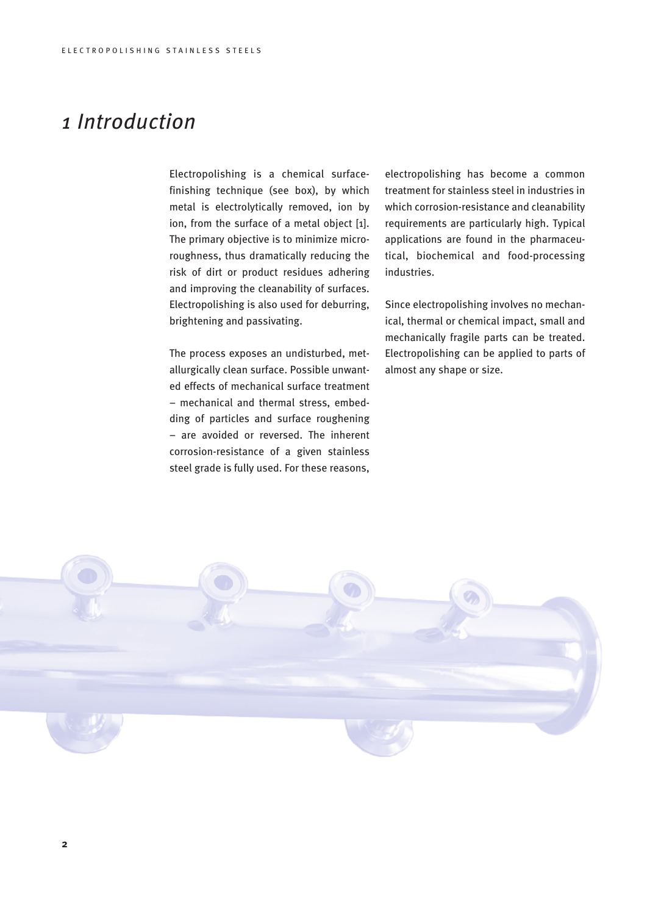# 1 Introduction

Electropolishing is a chemical surface-finishing technique (see box), by which metal is electrolytically removed, ion by ion, from the surface of a metal object [1]. The primary objective is to minimize micro-roughness, thus dramatically reducing the risk of dirt or product residues adhering and improving the cleanability of surfaces. Electropolishing is also used for deburring, brightening and passivating.

The process exposes an undisturbed, metallurgically clean surface. Possible unwanted effects of mechanical surface treatment – mechanical and thermal stress, embedding of particles and surface roughening – are avoided or reversed. The inherent corrosion-resistance of a given stainless steel grade is fully used. For these reasons, electropolishing has become a common treatment for stainless steel in industries in which corrosion-resistance and cleanability requirements are particularly high. Typical applications are found in the pharmaceutical, biochemical and food-processing industries.

Since electropolishing involves no mechanical, thermal or chemical impact, small and mechanically fragile parts can be treated. Electropolishing can be applied to parts of almost any shape or size.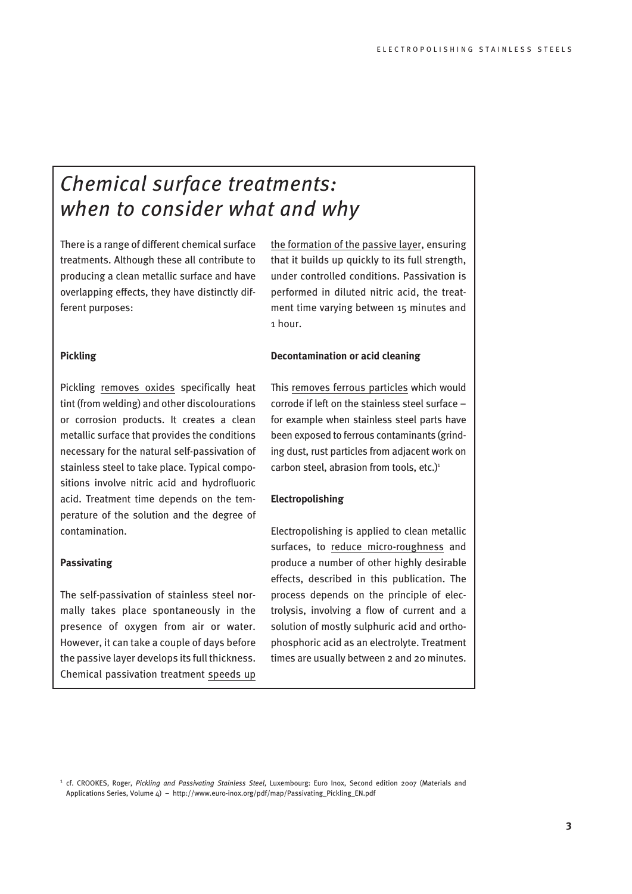# *Chemical surface treatments: when to consider what and why*

There is a range of different chemical surface treatments. Although these all contribute to producing a clean metallic surface and have overlapping effects, they have distinctly different purposes:

**Pickling**

Pickling removes oxides specifically heat tint (from welding) and other discolourations or corrosion products. It creates a clean metallic surface that provides the conditions necessary for the natural self-passivation of stainless steel to take place. Typical compositions involve nitric acid and hydrofluoric acid. Treatment time depends on the temperature of the solution and the degree of contamination.

**Passivating**

The self-passivation of stainless steel normally takes place spontaneously in the presence of oxygen from air or water. However, it can take a couple of days before the passive layer develops its full thickness. Chemical passivation treatment speeds up the formation of the passive layer, ensuring that it builds up quickly to its full strength, under controlled conditions. Passivation is performed in diluted nitric acid, the treatment time varying between 15 minutes and 1 hour.

**Decontamination or acid cleaning**

This removes ferrous particles which would corrode if left on the stainless steel surface – for example when stainless steel parts have been exposed to ferrous contaminants (grinding dust, rust particles from adjacent work on carbon steel, abrasion from tools, etc.)[1]

**Electropolishing**

Electropolishing is applied to clean metallic surfaces, to reduce micro-roughness and produce a number of other highly desirable effects, described in this publication. The process depends on the principle of electrolysis, involving a flow of current and a solution of mostly sulphuric acid and orthophosphoric acid as an electrolyte. Treatment times are usually between 2 and 20 minutes.

[1] cf. CROOKES, Roger, *Pickling and Passivating Stainless Steel*, Luxembourg: Euro Inox, Second edition 2007 (Materials and Applications Series, Volume 4) – http://www.euro-inox.org/pdf/map/Passivating_Pickling_EN.pdf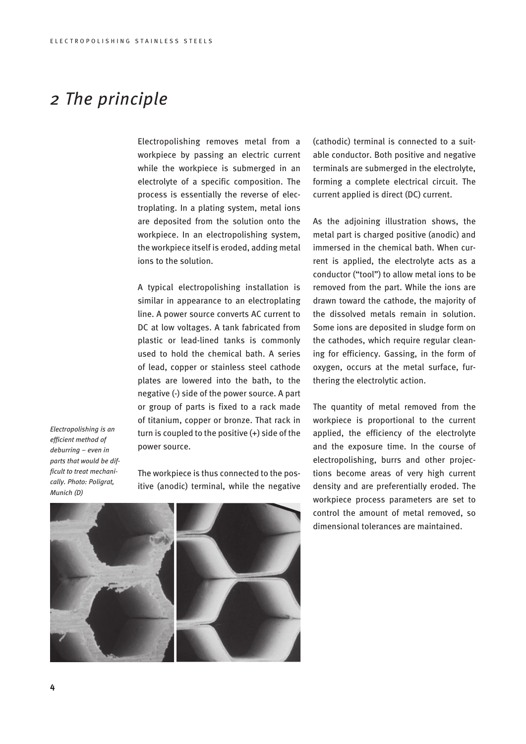# 2 The principle

Electropolishing removes metal from a workpiece by passing an electric current while the workpiece is submerged in an electrolyte of a specific composition. The process is essentially the reverse of electroplating. In a plating system, metal ions are deposited from the solution onto the workpiece. In an electropolishing system, the workpiece itself is eroded, adding metal ions to the solution.

A typical electropolishing installation is similar in appearance to an electroplating line. A power source converts AC current to DC at low voltages. A tank fabricated from plastic or lead-lined tanks is commonly used to hold the chemical bath. A series of lead, copper or stainless steel cathode plates are lowered into the bath, to the negative (-) side of the power source. A part or group of parts is fixed to a rack made of titanium, copper or bronze. That rack in turn is coupled to the positive (+) side of the power source.

The workpiece is thus connected to the positive (anodic) terminal, while the negative (cathodic) terminal is connected to a suitable conductor. Both positive and negative terminals are submerged in the electrolyte, forming a complete electrical circuit. The current applied is direct (DC) current.

As the adjoining illustration shows, the metal part is charged positive (anodic) and immersed in the chemical bath. When current is applied, the electrolyte acts as a conductor ("tool") to allow metal ions to be removed from the part. While the ions are drawn toward the cathode, the majority of the dissolved metals remain in solution. Some ions are deposited in sludge form on the cathodes, which require regular cleaning for efficiency. Gassing, in the form of oxygen, occurs at the metal surface, furthering the electrolytic action.

The quantity of metal removed from the workpiece is proportional to the current applied, the efficiency of the electrolyte and the exposure time. In the course of electropolishing, burrs and other projections become areas of very high current density and are preferentially eroded. The workpiece process parameters are set to control the amount of metal removed, so dimensional tolerances are maintained.

*Electropolishing is an efficient method of deburring – even in parts that would be difficult to treat mechanically. Photo: Poligrat, Munich (D)*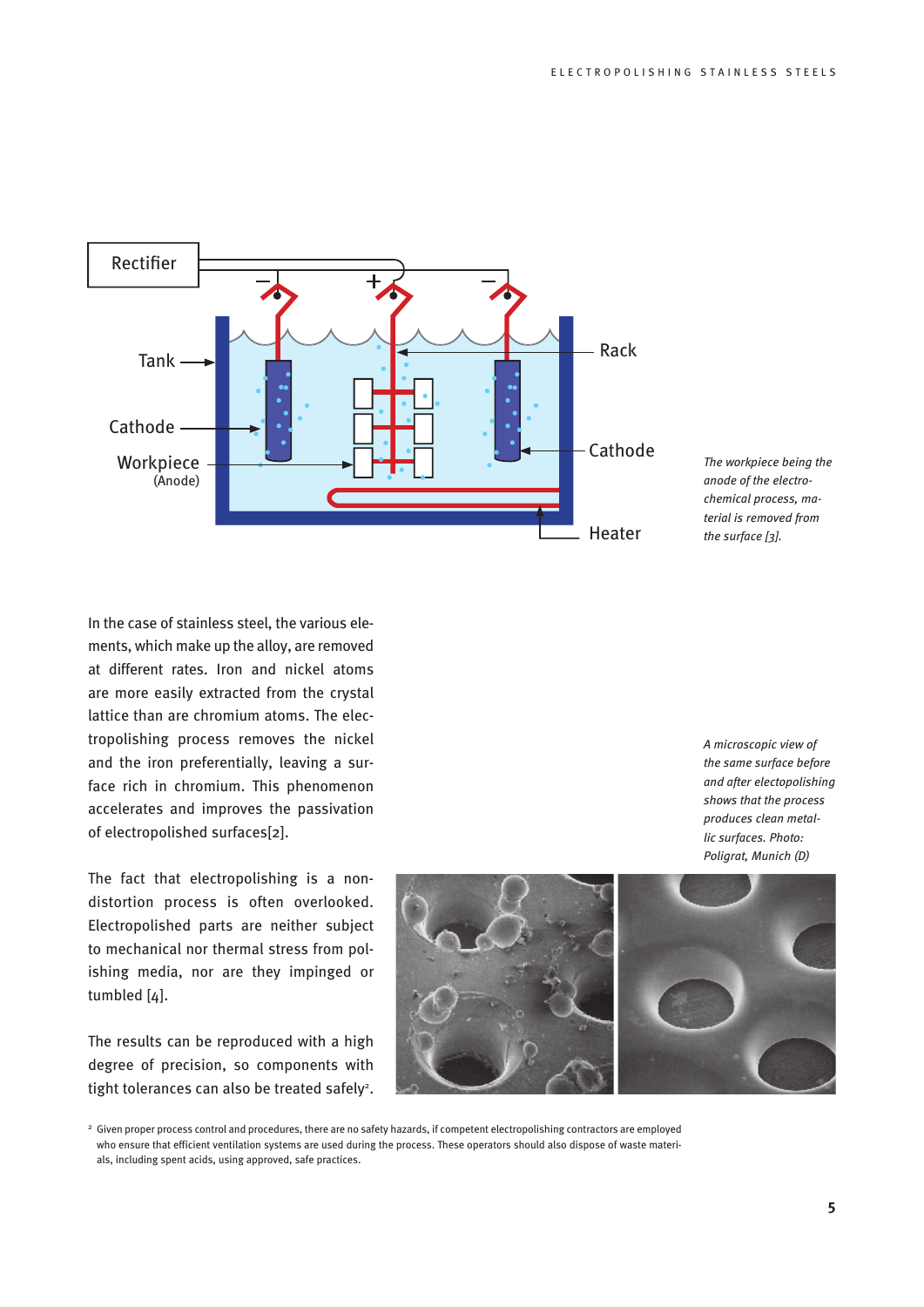*The workpiece being the anode of the electrochemical process, material is removed from the surface [3].*

In the case of stainless steel, the various elements, which make up the alloy, are removed at different rates. Iron and nickel atoms are more easily extracted from the crystal lattice than are chromium atoms. The electropolishing process removes the nickel and the iron preferentially, leaving a surface rich in chromium. This phenomenon accelerates and improves the passivation of electropolished surfaces[2].

The fact that electropolishing is a non-distortion process is often overlooked. Electropolished parts are neither subject to mechanical nor thermal stress from polishing media, nor are they impinged or tumbled [4].

The results can be reproduced with a high degree of precision, so components with tight tolerances can also be treated safely[2].

*A microscopic view of the same surface before and after electopolishing shows that the process produces clean metallic surfaces. Photo: Poligrat, Munich (D)*

[2] Given proper process control and procedures, there are no safety hazards, if competent electropolishing contractors are employed who ensure that efficient ventilation systems are used during the process. These operators should also dispose of waste materials, including spent acids, using approved, safe practices.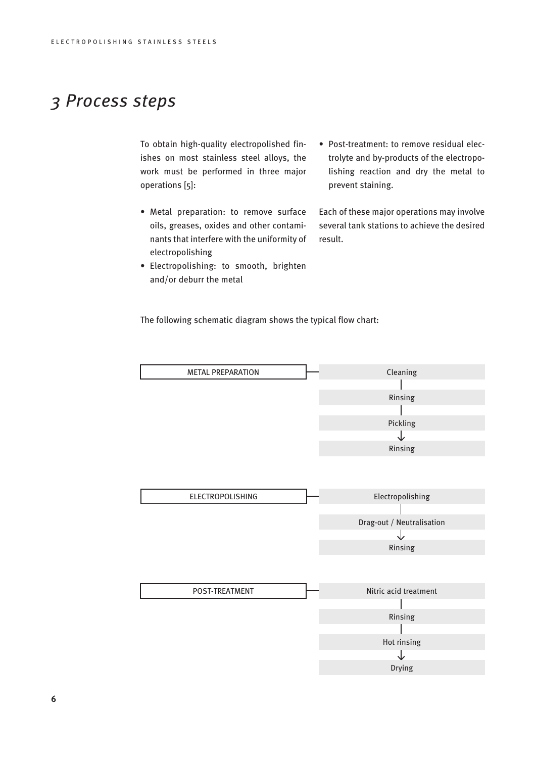# 3 Process steps

To obtain high-quality electropolished finishes on most stainless steel alloys, the work must be performed in three major operations [5]:

- Metal preparation: to remove surface oils, greases, oxides and other contaminants that interfere with the uniformity of electropolishing
- Electropolishing: to smooth, brighten and/or deburr the metal
- Post-treatment: to remove residual electrolyte and by-products of the electropolishing reaction and dry the metal to prevent staining.

Each of these major operations may involve several tank stations to achieve the desired result.

The following schematic diagram shows the typical flow chart:

**METAL PREPARATION**

- Cleaning
- Rinsing
- Pickling
- Rinsing

**ELECTROPOLISHING**

- Electropolishing
- Drag-out / Neutralisation
- Rinsing

**POST-TREATMENT**

- Nitric acid treatment
- Rinsing
- Hot rinsing
- Drying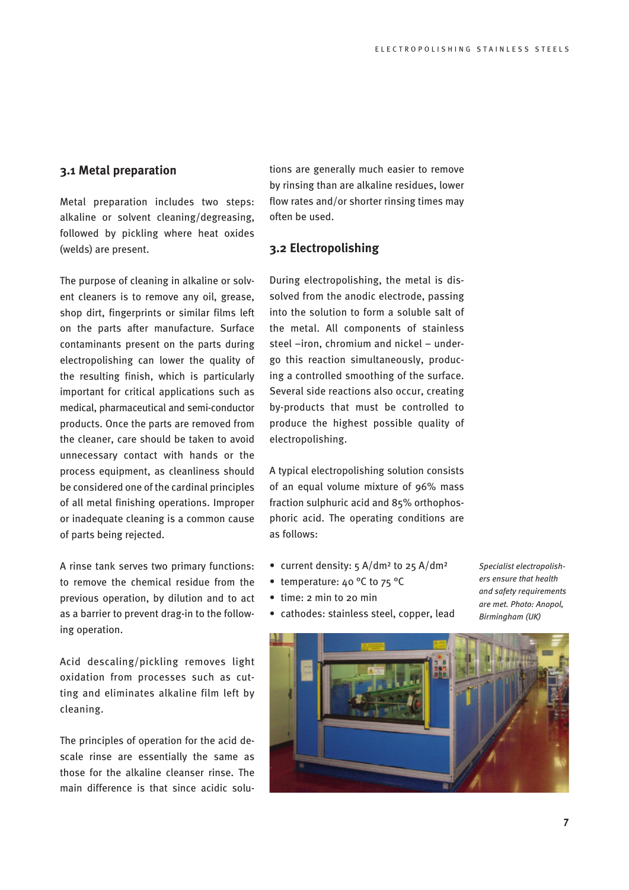## 3.1 Metal preparation

Metal preparation includes two steps: alkaline or solvent cleaning/degreasing, followed by pickling where heat oxides (welds) are present.

The purpose of cleaning in alkaline or solvent cleaners is to remove any oil, grease, shop dirt, fingerprints or similar films left on the parts after manufacture. Surface contaminants present on the parts during electropolishing can lower the quality of the resulting finish, which is particularly important for critical applications such as medical, pharmaceutical and semi-conductor products. Once the parts are removed from the cleaner, care should be taken to avoid unnecessary contact with hands or the process equipment, as cleanliness should be considered one of the cardinal principles of all metal finishing operations. Improper or inadequate cleaning is a common cause of parts being rejected.

A rinse tank serves two primary functions: to remove the chemical residue from the previous operation, by dilution and to act as a barrier to prevent drag-in to the following operation.

Acid descaling/pickling removes light oxidation from processes such as cutting and eliminates alkaline film left by cleaning.

The principles of operation for the acid descale rinse are essentially the same as those for the alkaline cleanser rinse. The main difference is that since acidic solutions are generally much easier to remove by rinsing than are alkaline residues, lower flow rates and/or shorter rinsing times may often be used.

## 3.2 Electropolishing

During electropolishing, the metal is dissolved from the anodic electrode, passing into the solution to form a soluble salt of the metal. All components of stainless steel –iron, chromium and nickel – undergo this reaction simultaneously, producing a controlled smoothing of the surface. Several side reactions also occur, creating by-products that must be controlled to produce the highest possible quality of electropolishing.

A typical electropolishing solution consists of an equal volume mixture of 96% mass fraction sulphuric acid and 85% orthophosphoric acid. The operating conditions are as follows:

- current density: 5 A/dm² to 25 A/dm²
- temperature: 40 °C to 75 °C
- time: 2 min to 20 min
- cathodes: stainless steel, copper, lead

*Specialist electropolishers ensure that health and safety requirements are met. Photo: Anopol, Birmingham (UK)*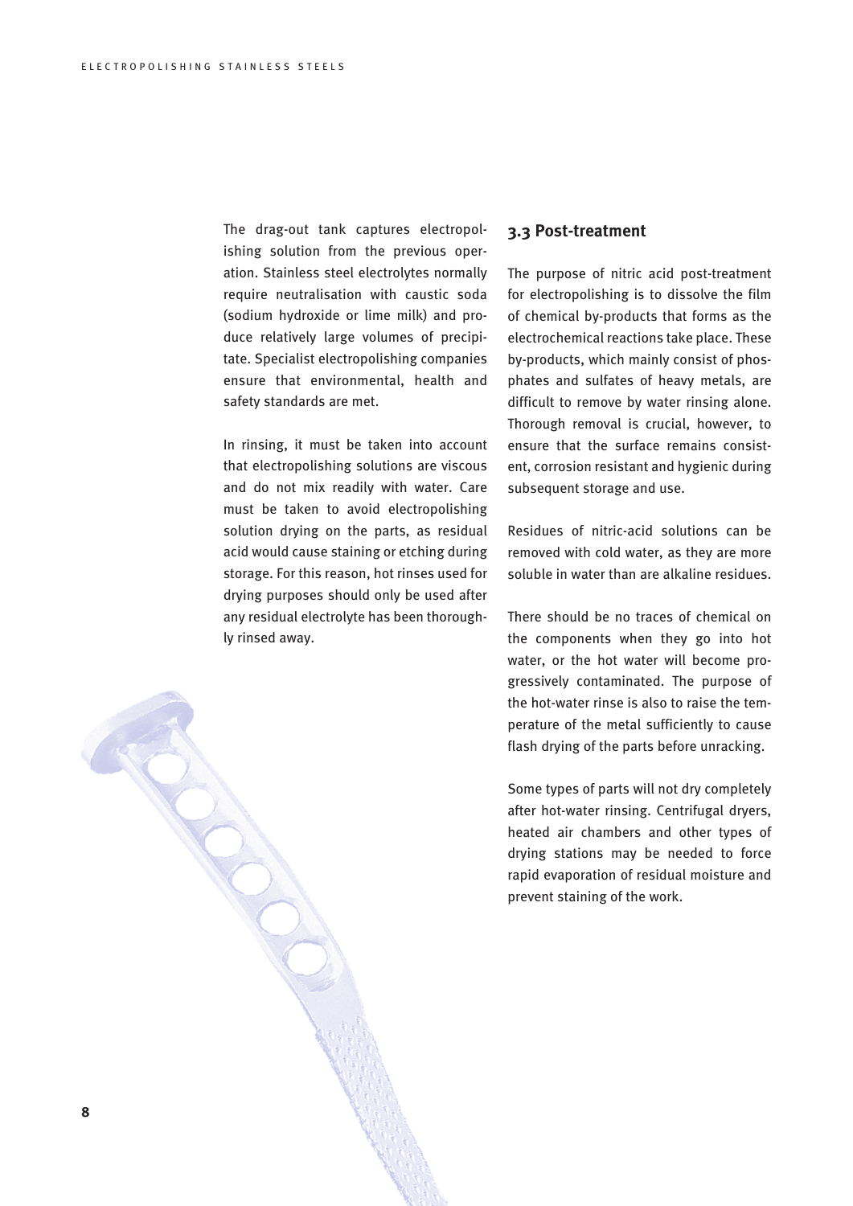The drag-out tank captures electropolishing solution from the previous operation. Stainless steel electrolytes normally require neutralisation with caustic soda (sodium hydroxide or lime milk) and produce relatively large volumes of precipitate. Specialist electropolishing companies ensure that environmental, health and safety standards are met.

In rinsing, it must be taken into account that electropolishing solutions are viscous and do not mix readily with water. Care must be taken to avoid electropolishing solution drying on the parts, as residual acid would cause staining or etching during storage. For this reason, hot rinses used for drying purposes should only be used after any residual electrolyte has been thoroughly rinsed away.

### 3.3 Post-treatment

The purpose of nitric acid post-treatment for electropolishing is to dissolve the film of chemical by-products that forms as the electrochemical reactions take place. These by-products, which mainly consist of phosphates and sulfates of heavy metals, are difficult to remove by water rinsing alone. Thorough removal is crucial, however, to ensure that the surface remains consistent, corrosion resistant and hygienic during subsequent storage and use.

Residues of nitric-acid solutions can be removed with cold water, as they are more soluble in water than are alkaline residues.

There should be no traces of chemical on the components when they go into hot water, or the hot water will become progressively contaminated. The purpose of the hot-water rinse is also to raise the temperature of the metal sufficiently to cause flash drying of the parts before unracking.

Some types of parts will not dry completely after hot-water rinsing. Centrifugal dryers, heated air chambers and other types of drying stations may be needed to force rapid evaporation of residual moisture and prevent staining of the work.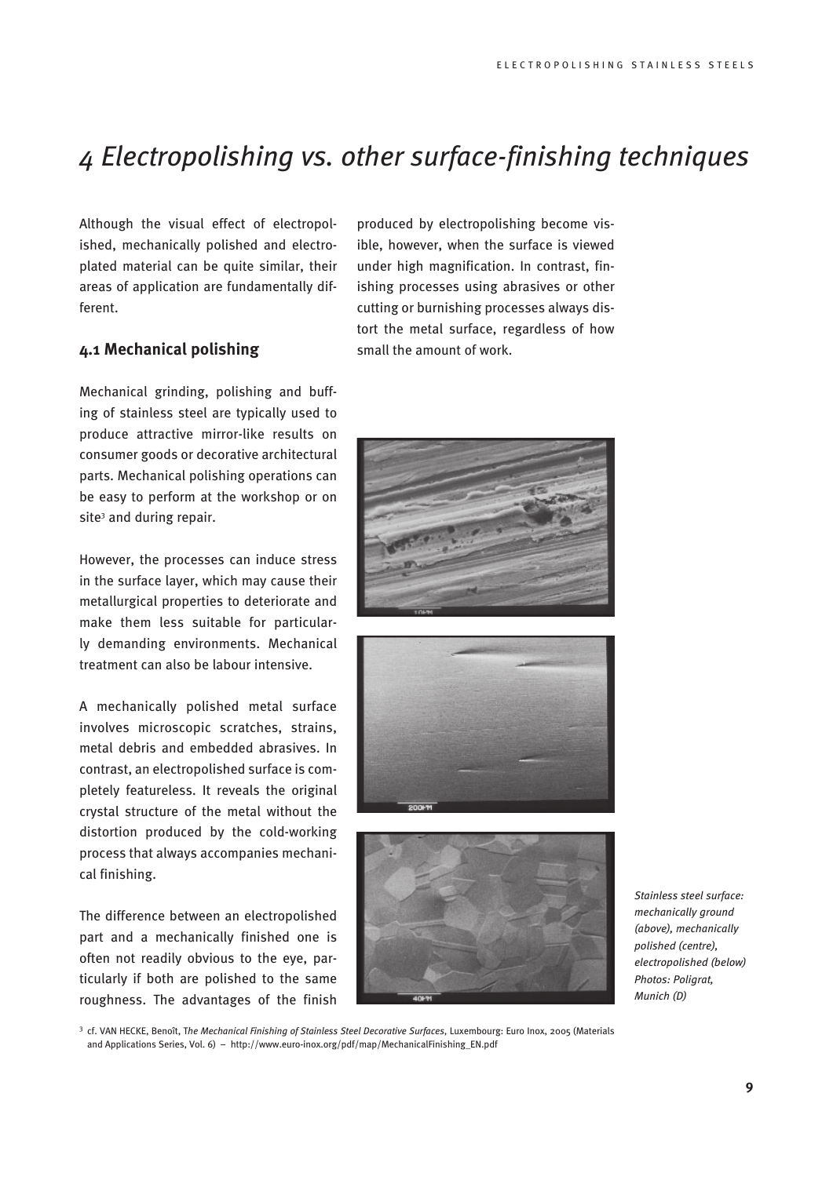# 4 Electropolishing vs. other surface-finishing techniques

Although the visual effect of electropolished, mechanically polished and electroplated material can be quite similar, their areas of application are fundamentally different.

## 4.1 Mechanical polishing

Mechanical grinding, polishing and buffing of stainless steel are typically used to produce attractive mirror-like results on consumer goods or decorative architectural parts. Mechanical polishing operations can be easy to perform at the workshop or on site[3] and during repair.

However, the processes can induce stress in the surface layer, which may cause their metallurgical properties to deteriorate and make them less suitable for particularly demanding environments. Mechanical treatment can also be labour intensive.

A mechanically polished metal surface involves microscopic scratches, strains, metal debris and embedded abrasives. In contrast, an electropolished surface is completely featureless. It reveals the original crystal structure of the metal without the distortion produced by the cold-working process that always accompanies mechanical finishing.

The difference between an electropolished part and a mechanically finished one is often not readily obvious to the eye, particularly if both are polished to the same roughness. The advantages of the finish produced by electropolishing become visible, however, when the surface is viewed under high magnification. In contrast, finishing processes using abrasives or other cutting or burnishing processes always distort the metal surface, regardless of how small the amount of work.

*Stainless steel surface: mechanically ground (above), mechanically polished (centre), electropolished (below) Photos: Poligrat, Munich (D)*

[3] cf. VAN HECKE, Benoît, *The Mechanical Finishing of Stainless Steel Decorative Surfaces*, Luxembourg: Euro Inox, 2005 (Materials and Applications Series, Vol. 6) – http://www.euro-inox.org/pdf/map/MechanicalFinishing_EN.pdf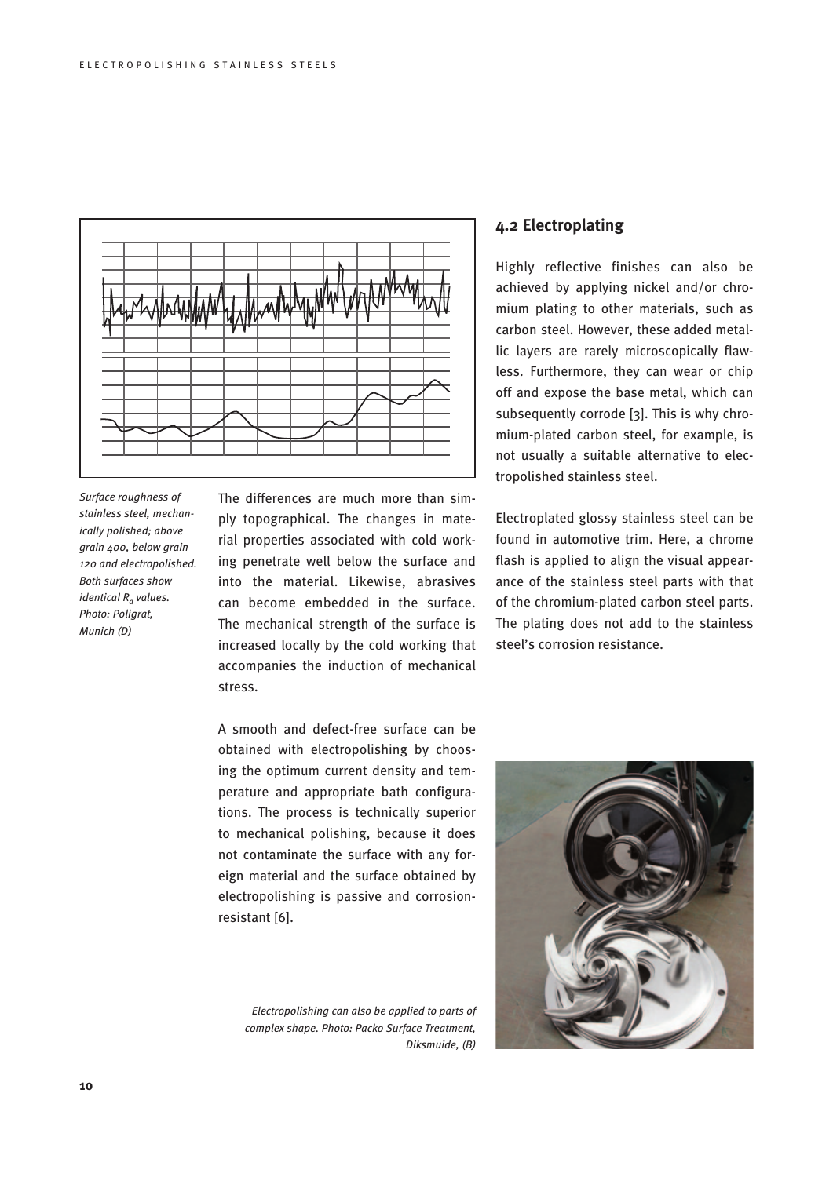*Surface roughness of stainless steel, mechanically polished; above grain 400, below grain 120 and electropolished. Both surfaces show identical $R_a$ values. Photo: Poligrat, Munich (D)*

The differences are much more than simply topographical. The changes in material properties associated with cold working penetrate well below the surface and into the material. Likewise, abrasives can become embedded in the surface. The mechanical strength of the surface is increased locally by the cold working that accompanies the induction of mechanical stress.

A smooth and defect-free surface can be obtained with electropolishing by choosing the optimum current density and temperature and appropriate bath configurations. The process is technically superior to mechanical polishing, because it does not contaminate the surface with any foreign material and the surface obtained by electropolishing is passive and corrosion-resistant [6].

*Electropolishing can also be applied to parts of complex shape. Photo: Packo Surface Treatment, Diksmuide, (B)*

## 4.2 Electroplating

Highly reflective finishes can also be achieved by applying nickel and/or chromium plating to other materials, such as carbon steel. However, these added metallic layers are rarely microscopically flawless. Furthermore, they can wear or chip off and expose the base metal, which can subsequently corrode [3]. This is why chromium-plated carbon steel, for example, is not usually a suitable alternative to electropolished stainless steel.

Electroplated glossy stainless steel can be found in automotive trim. Here, a chrome flash is applied to align the visual appearance of the stainless steel parts with that of the chromium-plated carbon steel parts. The plating does not add to the stainless steel's corrosion resistance.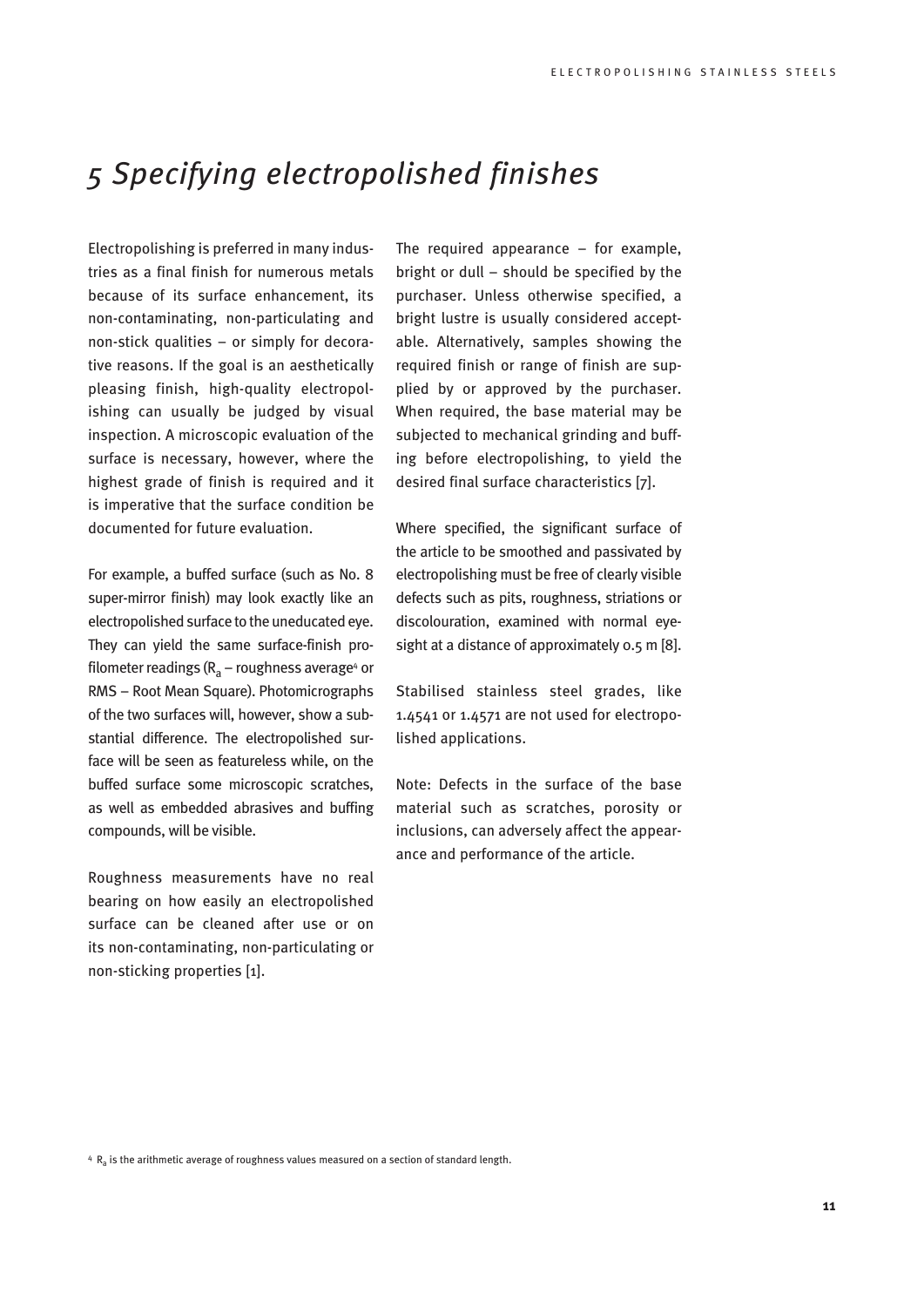# *5 Specifying electropolished finishes*

Electropolishing is preferred in many industries as a final finish for numerous metals because of its surface enhancement, its non-contaminating, non-particulating and non-stick qualities – or simply for decorative reasons. If the goal is an aesthetically pleasing finish, high-quality electropolishing can usually be judged by visual inspection. A microscopic evaluation of the surface is necessary, however, where the highest grade of finish is required and it is imperative that the surface condition be documented for future evaluation.

For example, a buffed surface (such as No. 8 super-mirror finish) may look exactly like an electropolished surface to the uneducated eye. They can yield the same surface-finish profilometer readings ($R_a$ – roughness average[4] or RMS – Root Mean Square). Photomicrographs of the two surfaces will, however, show a substantial difference. The electropolished surface will be seen as featureless while, on the buffed surface some microscopic scratches, as well as embedded abrasives and buffing compounds, will be visible.

Roughness measurements have no real bearing on how easily an electropolished surface can be cleaned after use or on its non-contaminating, non-particulating or non-sticking properties [1].

The required appearance – for example, bright or dull – should be specified by the purchaser. Unless otherwise specified, a bright lustre is usually considered acceptable. Alternatively, samples showing the required finish or range of finish are supplied by or approved by the purchaser. When required, the base material may be subjected to mechanical grinding and buffing before electropolishing, to yield the desired final surface characteristics [7].

Where specified, the significant surface of the article to be smoothed and passivated by electropolishing must be free of clearly visible defects such as pits, roughness, striations or discolouration, examined with normal eyesight at a distance of approximately 0.5 m [8].

Stabilised stainless steel grades, like 1.4541 or 1.4571 are not used for electropolished applications.

Note: Defects in the surface of the base material such as scratches, porosity or inclusions, can adversely affect the appearance and performance of the article.

[4] $R_a$ is the arithmetic average of roughness values measured on a section of standard length.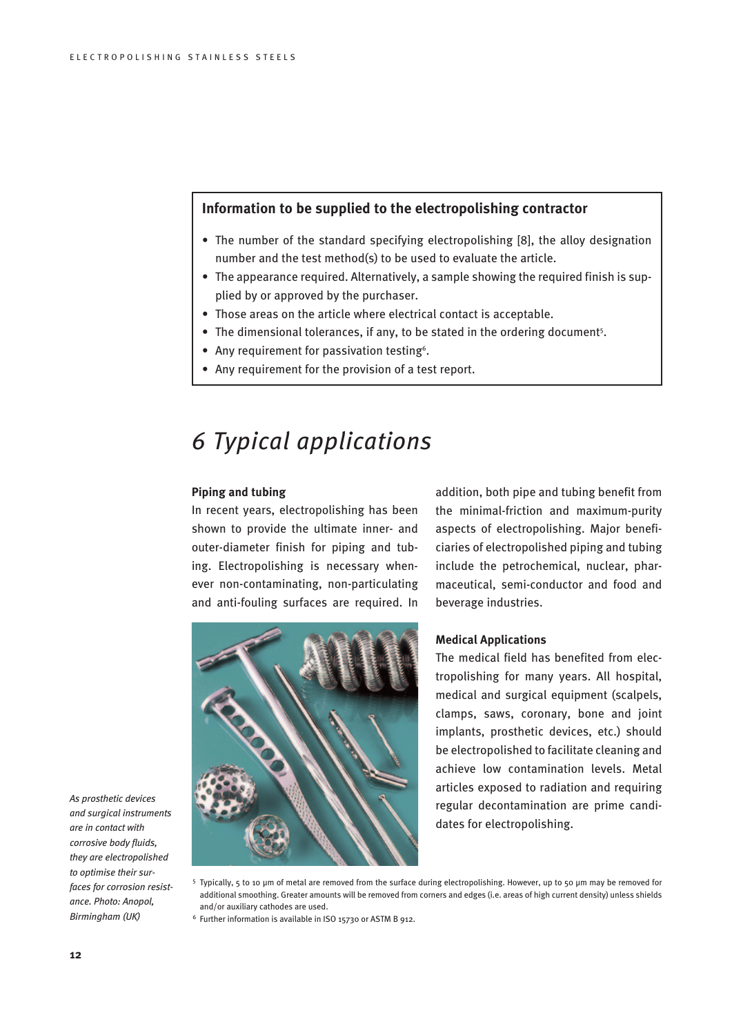## Information to be supplied to the electropolishing contractor

- The number of the standard specifying electropolishing [8], the alloy designation number and the test method(s) to be used to evaluate the article.
- The appearance required. Alternatively, a sample showing the required finish is supplied by or approved by the purchaser.
- Those areas on the article where electrical contact is acceptable.
- The dimensional tolerances, if any, to be stated in the ordering document[5].
- Any requirement for passivation testing[6].
- Any requirement for the provision of a test report.

# *6 Typical applications*

**Piping and tubing**

In recent years, electropolishing has been shown to provide the ultimate inner- and outer-diameter finish for piping and tubing. Electropolishing is necessary whenever non-contaminating, non-particulating and anti-fouling surfaces are required. In addition, both pipe and tubing benefit from the minimal-friction and maximum-purity aspects of electropolishing. Major beneficiaries of electropolished piping and tubing include the petrochemical, nuclear, pharmaceutical, semi-conductor and food and beverage industries.

*As prosthetic devices and surgical instruments are in contact with corrosive body fluids, they are electropolished to optimise their surfaces for corrosion resistance. Photo: Anopol, Birmingham (UK)*

**Medical Applications**

The medical field has benefited from electropolishing for many years. All hospital, medical and surgical equipment (scalpels, clamps, saws, coronary, bone and joint implants, prosthetic devices, etc.) should be electropolished to facilitate cleaning and achieve low contamination levels. Metal articles exposed to radiation and requiring regular decontamination are prime candidates for electropolishing.

[5] Typically, 5 to 10 µm of metal are removed from the surface during electropolishing. However, up to 50 µm may be removed for additional smoothing. Greater amounts will be removed from corners and edges (i.e. areas of high current density) unless shields and/or auxiliary cathodes are used.

[6] Further information is available in ISO 15730 or ASTM B 912.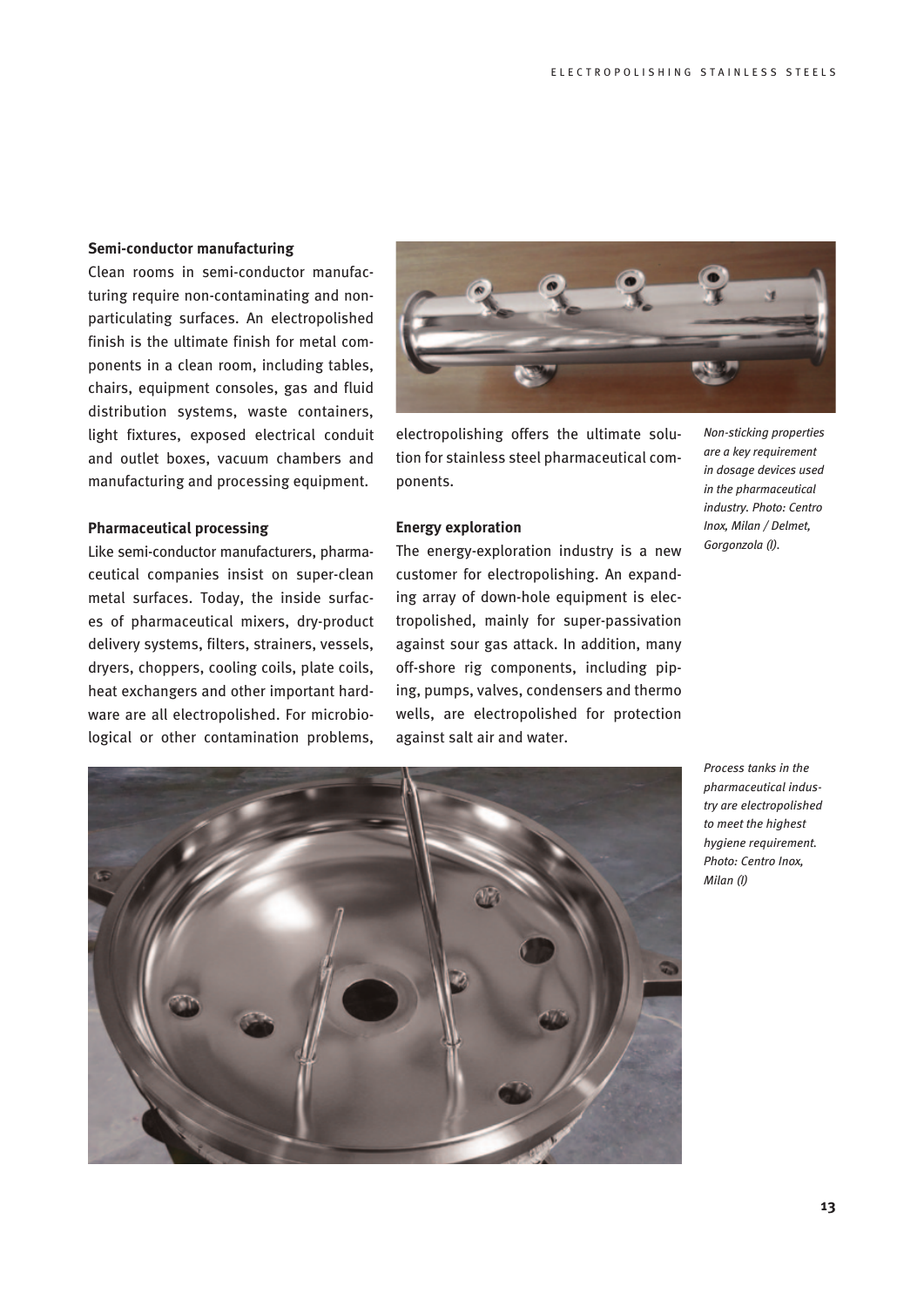### Semi-conductor manufacturing

Clean rooms in semi-conductor manufacturing require non-contaminating and non-particulating surfaces. An electropolished finish is the ultimate finish for metal components in a clean room, including tables, chairs, equipment consoles, gas and fluid distribution systems, waste containers, light fixtures, exposed electrical conduit and outlet boxes, vacuum chambers and manufacturing and processing equipment.

### Pharmaceutical processing

Like semi-conductor manufacturers, pharmaceutical companies insist on super-clean metal surfaces. Today, the inside surfaces of pharmaceutical mixers, dry-product delivery systems, filters, strainers, vessels, dryers, choppers, cooling coils, plate coils, heat exchangers and other important hardware are all electropolished. For microbiological or other contamination problems, electropolishing offers the ultimate solution for stainless steel pharmaceutical components.

*Non-sticking properties are a key requirement in dosage devices used in the pharmaceutical industry. Photo: Centro Inox, Milan / Delmet, Gorgonzola (I).*

### Energy exploration

The energy-exploration industry is a new customer for electropolishing. An expanding array of down-hole equipment is electropolished, mainly for super-passivation against sour gas attack. In addition, many off-shore rig components, including piping, pumps, valves, condensers and thermo wells, are electropolished for protection against salt air and water.

*Process tanks in the pharmaceutical industry are electropolished to meet the highest hygiene requirement. Photo: Centro Inox, Milan (I)*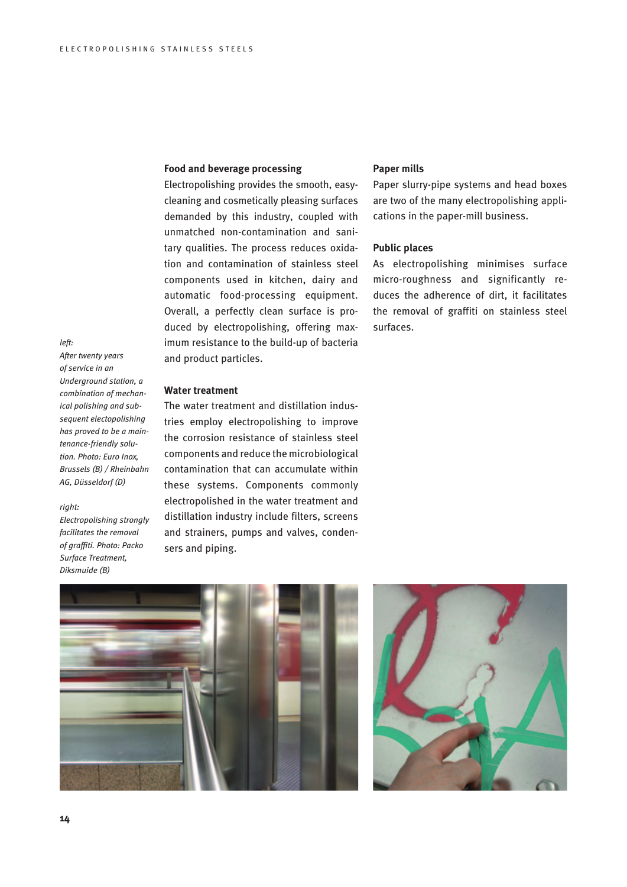### Food and beverage processing

Electropolishing provides the smooth, easy-cleaning and cosmetically pleasing surfaces demanded by this industry, coupled with unmatched non-contamination and sanitary qualities. The process reduces oxidation and contamination of stainless steel components used in kitchen, dairy and automatic food-processing equipment. Overall, a perfectly clean surface is produced by electropolishing, offering maximum resistance to the build-up of bacteria and product particles.

### Water treatment

The water treatment and distillation industries employ electropolishing to improve the corrosion resistance of stainless steel components and reduce the microbiological contamination that can accumulate within these systems. Components commonly electropolished in the water treatment and distillation industry include filters, screens and strainers, pumps and valves, condensers and piping.

### Paper mills

Paper slurry-pipe systems and head boxes are two of the many electropolishing applications in the paper-mill business.

### Public places

As electropolishing minimises surface micro-roughness and significantly reduces the adherence of dirt, it facilitates the removal of graffiti on stainless steel surfaces.

*left:*
*After twenty years of service in an Underground station, a combination of mechanical polishing and subsequent electopolishing has proved to be a maintenance-friendly solution. Photo: Euro Inox, Brussels (B) / Rheinbahn AG, Düsseldorf (D)*

*right:*
*Electropolishing strongly facilitates the removal of graffiti. Photo: Packo Surface Treatment, Diksmuide (B)*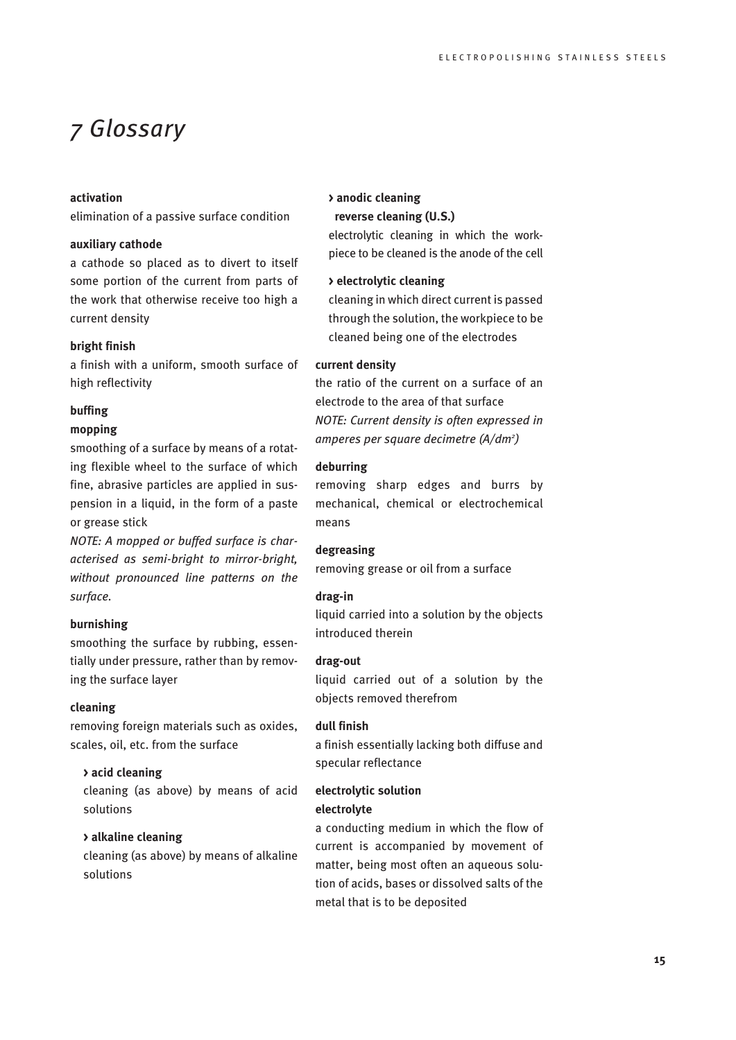# 7 Glossary

**activation**
elimination of a passive surface condition

**auxiliary cathode**
a cathode so placed as to divert to itself some portion of the current from parts of the work that otherwise receive too high a current density

**bright finish**
a finish with a uniform, smooth surface of high reflectivity

**buffing**
**mopping**
smoothing of a surface by means of a rotating flexible wheel to the surface of which fine, abrasive particles are applied in suspension in a liquid, in the form of a paste or grease stick
*NOTE: A mopped or buffed surface is characterised as semi-bright to mirror-bright, without pronounced line patterns on the surface.*

**burnishing**
smoothing the surface by rubbing, essentially under pressure, rather than by removing the surface layer

**cleaning**
removing foreign materials such as oxides, scales, oil, etc. from the surface

> **› acid cleaning**
> cleaning (as above) by means of acid solutions
>
> **› alkaline cleaning**
> cleaning (as above) by means of alkaline solutions
>
> **› anodic cleaning**
> **reverse cleaning (U.S.)**
> electrolytic cleaning in which the workpiece to be cleaned is the anode of the cell
>
> **› electrolytic cleaning**
> cleaning in which direct current is passed through the solution, the workpiece to be cleaned being one of the electrodes

**current density**
the ratio of the current on a surface of an electrode to the area of that surface
*NOTE: Current density is often expressed in amperes per square decimetre (A/dm$^2$)*

**deburring**
removing sharp edges and burrs by mechanical, chemical or electrochemical means

**degreasing**
removing grease or oil from a surface

**drag-in**
liquid carried into a solution by the objects introduced therein

**drag-out**
liquid carried out of a solution by the objects removed therefrom

**dull finish**
a finish essentially lacking both diffuse and specular reflectance

**electrolytic solution**
**electrolyte**
a conducting medium in which the flow of current is accompanied by movement of matter, being most often an aqueous solution of acids, bases or dissolved salts of the metal that is to be deposited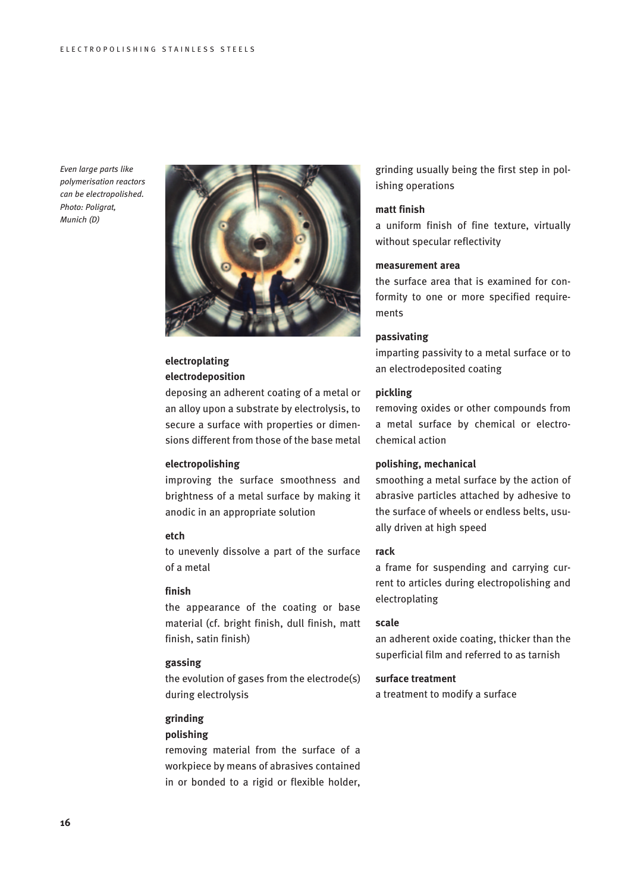*Even large parts like polymerisation reactors can be electropolished. Photo: Poligrat, Munich (D)*

**electroplating**
**electrodeposition**

deposing an adherent coating of a metal or an alloy upon a substrate by electrolysis, to secure a surface with properties or dimensions different from those of the base metal

**electropolishing**

improving the surface smoothness and brightness of a metal surface by making it anodic in an appropriate solution

**etch**

to unevenly dissolve a part of the surface of a metal

**finish**

the appearance of the coating or base material (cf. bright finish, dull finish, matt finish, satin finish)

**gassing**

the evolution of gases from the electrode(s) during electrolysis

**grinding**
**polishing**

removing material from the surface of a workpiece by means of abrasives contained in or bonded to a rigid or flexible holder, grinding usually being the first step in polishing operations

**matt finish**

a uniform finish of fine texture, virtually without specular reflectivity

**measurement area**

the surface area that is examined for conformity to one or more specified requirements

**passivating**

imparting passivity to a metal surface or to an electrodeposited coating

**pickling**

removing oxides or other compounds from a metal surface by chemical or electrochemical action

**polishing, mechanical**

smoothing a metal surface by the action of abrasive particles attached by adhesive to the surface of wheels or endless belts, usually driven at high speed

**rack**

a frame for suspending and carrying current to articles during electropolishing and electroplating

**scale**

an adherent oxide coating, thicker than the superficial film and referred to as tarnish

**surface treatment**

a treatment to modify a surface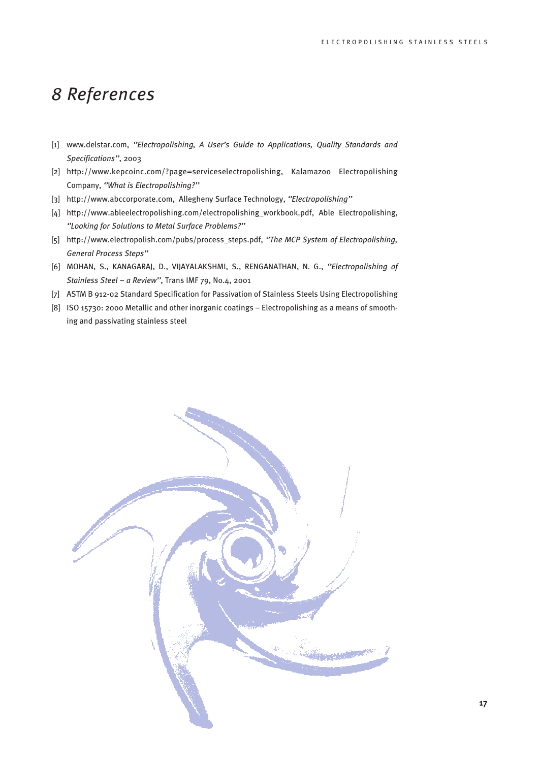# 8 References

[1] www.delstar.com, *''Electropolishing, A User's Guide to Applications, Quality Standards and Specifications''*, 2003

[2] http://www.kepcoinc.com/?page=serviceselectropolishing, Kalamazoo Electropolishing Company, *''What is Electropolishing?''*

[3] http://www.abccorporate.com, Allegheny Surface Technology, *''Electropolishing''*

[4] http://www.ableelectropolishing.com/electropolishing_workbook.pdf, Able Electropolishing, *''Looking for Solutions to Metal Surface Problems?''*

[5] http://www.electropolish.com/pubs/process_steps.pdf, *''The MCP System of Electropolishing, General Process Steps''*

[6] MOHAN, S., KANAGARAJ, D., VIJAYALAKSHMI, S., RENGANATHAN, N. G., *''Electropolishing of Stainless Steel – a Review''*, Trans IMF 79, No.4, 2001

[7] ASTM B 912-02 Standard Specification for Passivation of Stainless Steels Using Electropolishing

[8] ISO 15730: 2000 Metallic and other inorganic coatings – Electropolishing as a means of smoothing and passivating stainless steel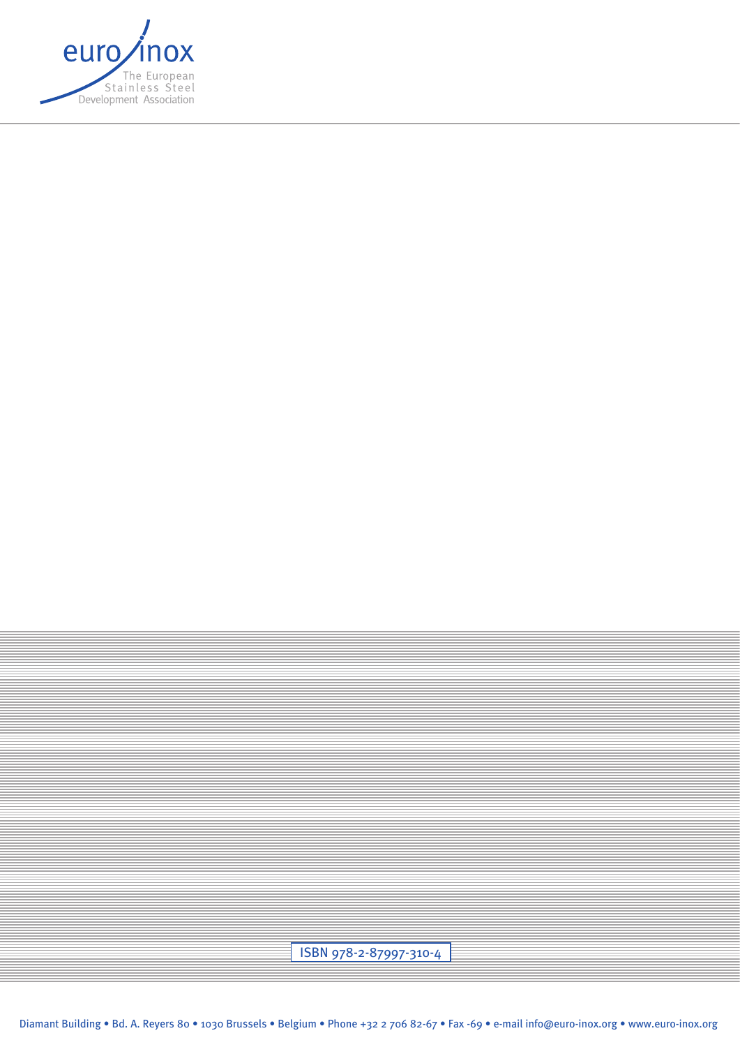euro inox

The European Stainless Steel Development Association

ISBN 978-2-87997-310-4

Diamant Building • Bd. A. Reyers 80 • 1030 Brussels • Belgium • Phone +32 2 706 82-67 • Fax -69 • e-mail info@euro-inox.org • www.euro-inox.org